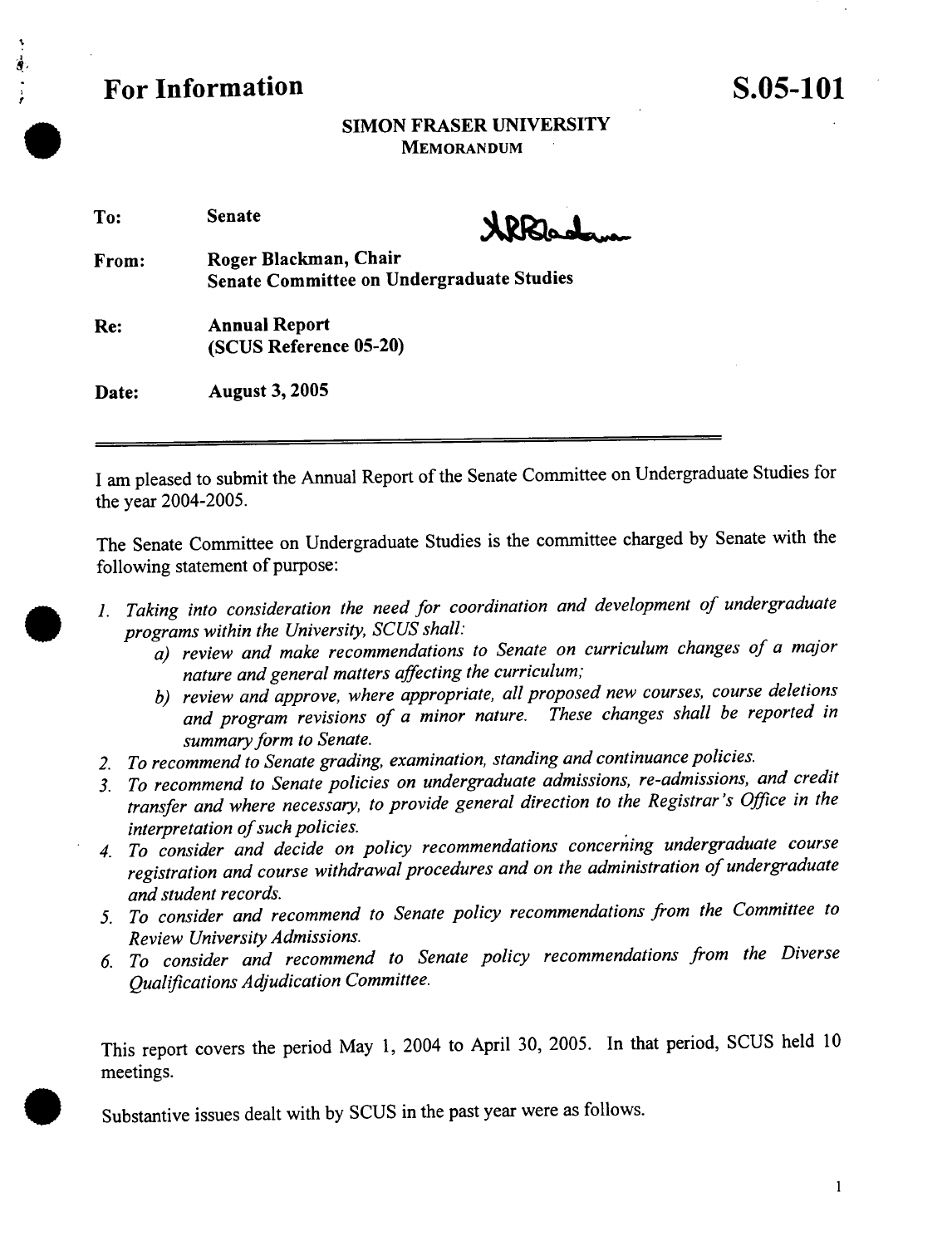**For Information** **S.05-101**

**SIMON FRASER UNIVERSITY**
**MEMORANDUM**

| | |
|---|---|
| **To:** | **Senate** |
| **From:** | **Roger Blackman, Chair**<br>**Senate Committee on Undergraduate Studies** |
| **Re:** | **Annual Report**<br>**(SCUS Reference 05-20)** |
| **Date:** | **August 3, 2005** |

---

I am pleased to submit the Annual Report of the Senate Committee on Undergraduate Studies for the year 2004-2005.

The Senate Committee on Undergraduate Studies is the committee charged by Senate with the following statement of purpose:

1. *Taking into consideration the need for coordination and development of undergraduate programs within the University, SCUS shall:*
   a) *review and make recommendations to Senate on curriculum changes of a major nature and general matters affecting the curriculum;*
   b) *review and approve, where appropriate, all proposed new courses, course deletions and program revisions of a minor nature. These changes shall be reported in summary form to Senate.*
2. *To recommend to Senate grading, examination, standing and continuance policies.*
3. *To recommend to Senate policies on undergraduate admissions, re-admissions, and credit transfer and where necessary, to provide general direction to the Registrar's Office in the interpretation of such policies.*
4. *To consider and decide on policy recommendations concerning undergraduate course registration and course withdrawal procedures and on the administration of undergraduate and student records.*
5. *To consider and recommend to Senate policy recommendations from the Committee to Review University Admissions.*
6. *To consider and recommend to Senate policy recommendations from the Diverse Qualifications Adjudication Committee.*

This report covers the period May 1, 2004 to April 30, 2005. In that period, SCUS held 10 meetings.

Substantive issues dealt with by SCUS in the past year were as follows.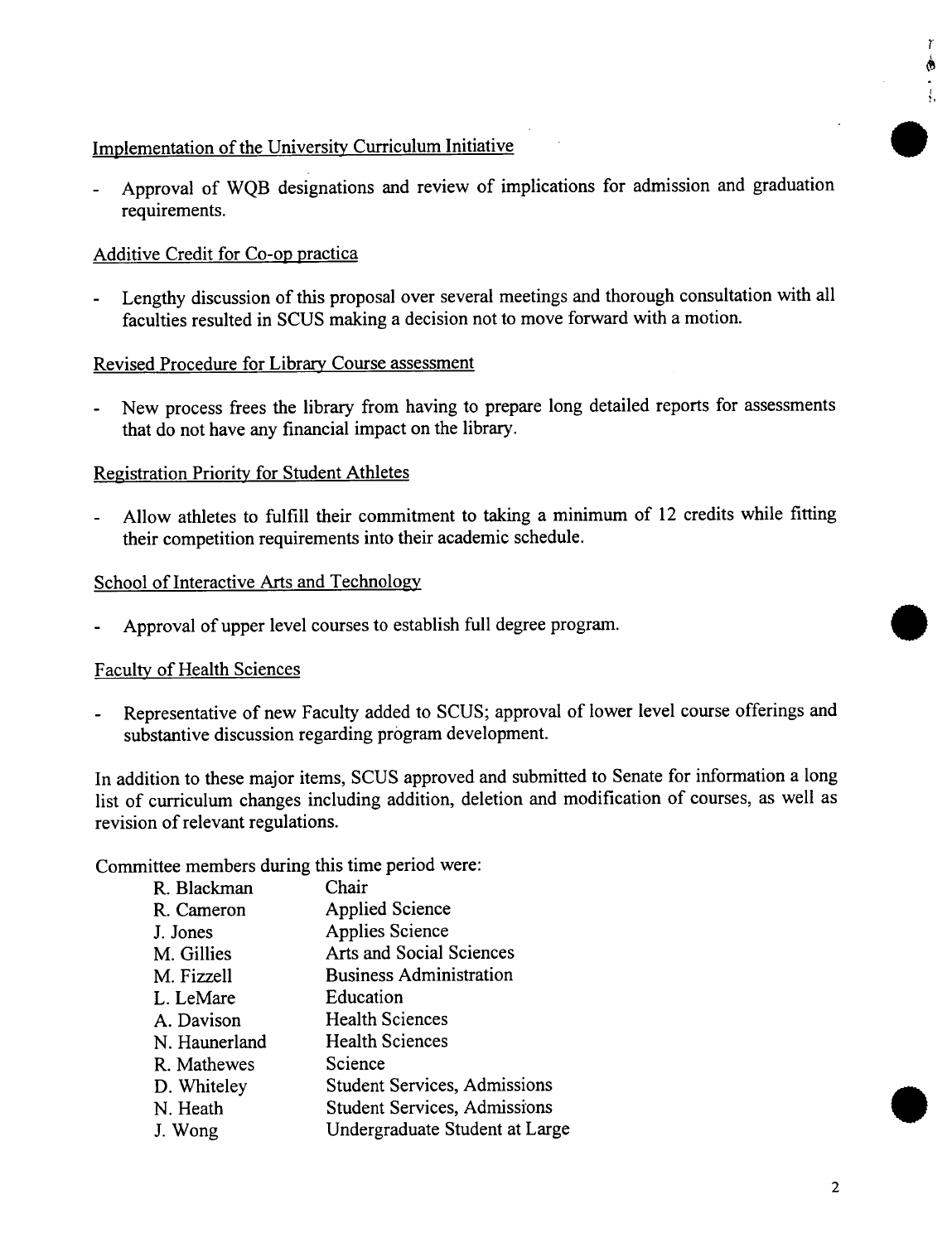Implementation of the University Curriculum Initiative

- Approval of WQB designations and review of implications for admission and graduation requirements.

Additive Credit for Co-op practica

- Lengthy discussion of this proposal over several meetings and thorough consultation with all faculties resulted in SCUS making a decision not to move forward with a motion.

Revised Procedure for Library Course assessment

- New process frees the library from having to prepare long detailed reports for assessments that do not have any financial impact on the library.

Registration Priority for Student Athletes

- Allow athletes to fulfill their commitment to taking a minimum of 12 credits while fitting their competition requirements into their academic schedule.

School of Interactive Arts and Technology

- Approval of upper level courses to establish full degree program.

Faculty of Health Sciences

- Representative of new Faculty added to SCUS; approval of lower level course offerings and substantive discussion regarding program development.

In addition to these major items, SCUS approved and submitted to Senate for information a long list of curriculum changes including addition, deletion and modification of courses, as well as revision of relevant regulations.

Committee members during this time period were:

| | |
|---|---|
| R. Blackman | Chair |
| R. Cameron | Applied Science |
| J. Jones | Applies Science |
| M. Gillies | Arts and Social Sciences |
| M. Fizzell | Business Administration |
| L. LeMare | Education |
| A. Davison | Health Sciences |
| N. Haunerland | Health Sciences |
| R. Mathewes | Science |
| D. Whiteley | Student Services, Admissions |
| N. Heath | Student Services, Admissions |
| J. Wong | Undergraduate Student at Large |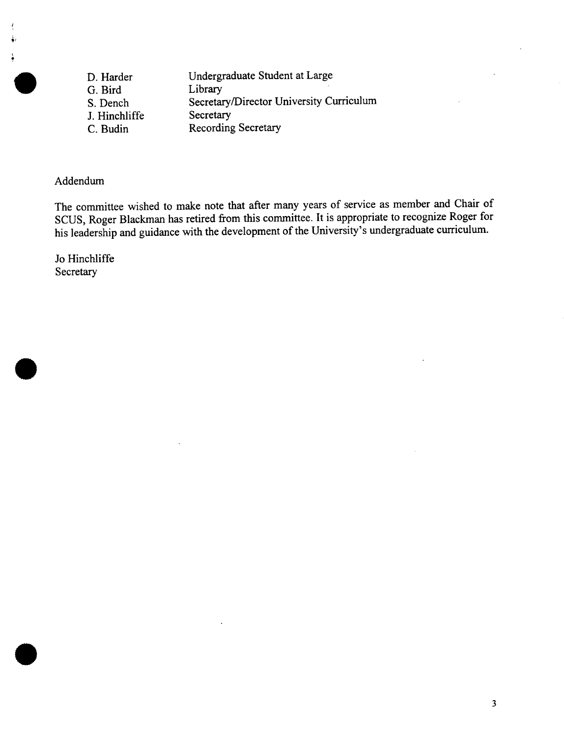| | |
|---|---|
| D. Harder | Undergraduate Student at Large |
| G. Bird | Library |
| S. Dench | Secretary/Director University Curriculum |
| J. Hinchliffe | Secretary |
| C. Budin | Recording Secretary |

Addendum

The committee wished to make note that after many years of service as member and Chair of SCUS, Roger Blackman has retired from this committee. It is appropriate to recognize Roger for his leadership and guidance with the development of the University's undergraduate curriculum.

Jo Hinchliffe
Secretary